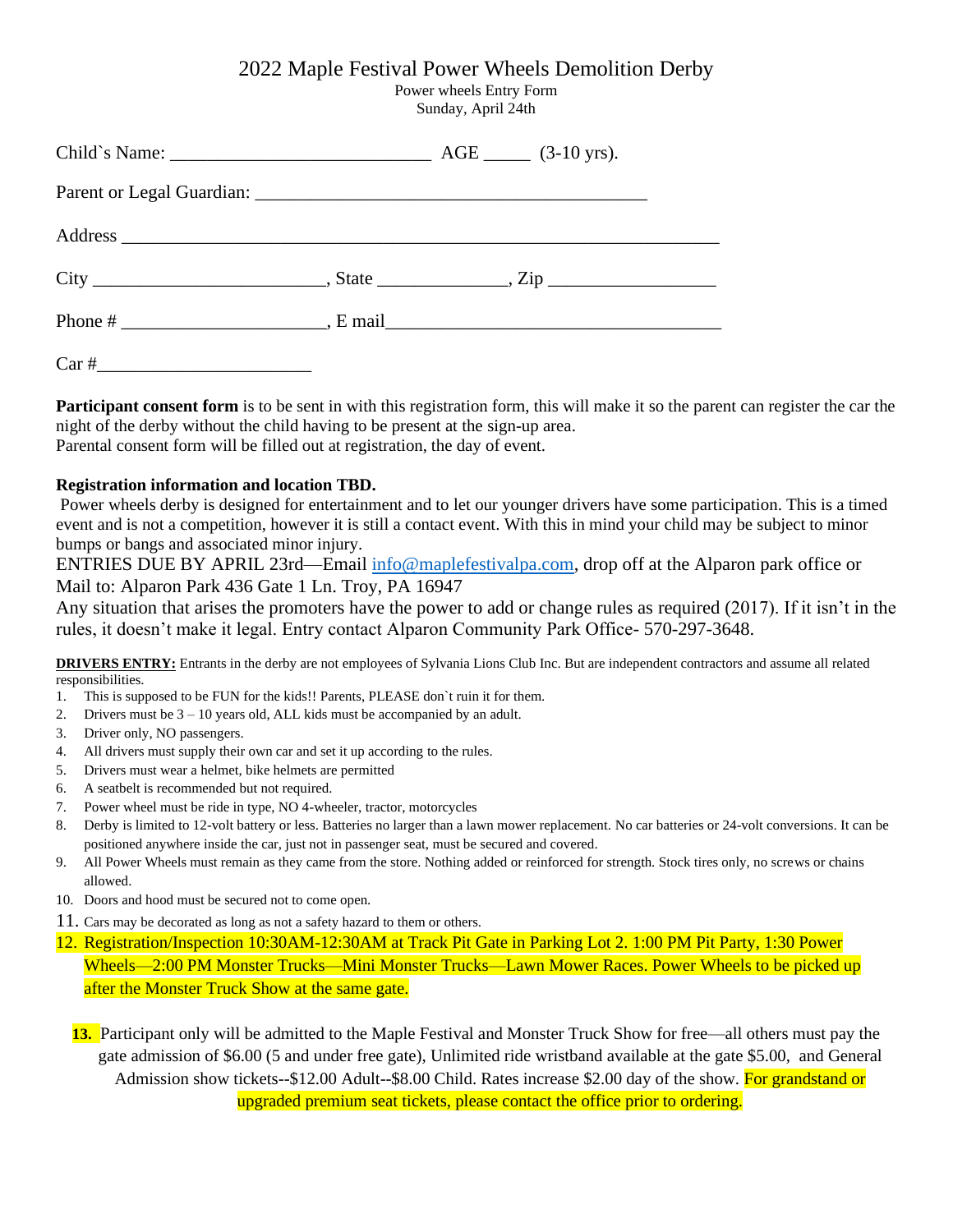# 2022 Maple Festival Power Wheels Demolition Derby

Power wheels Entry Form
Sunday, April 24th

Child`s Name: ____________________________ AGE _____ (3-10 yrs).

Parent or Legal Guardian: ___________________________________________

Address _________________________________________________________________

City _________________________, State _____________, Zip _________________

Phone # _____________________, E mail___________________________________

Car #_______________________

**Participant consent form** is to be sent in with this registration form, this will make it so the parent can register the car the night of the derby without the child having to be present at the sign-up area.
Parental consent form will be filled out at registration, the day of event.

**Registration information and location TBD.**
Power wheels derby is designed for entertainment and to let our younger drivers have some participation. This is a timed event and is not a competition, however it is still a contact event. With this in mind your child may be subject to minor bumps or bangs and associated minor injury.
ENTRIES DUE BY APRIL 23rd—Email info@maplefestivalpa.com, drop off at the Alparon park office or Mail to: Alparon Park 436 Gate 1 Ln. Troy, PA 16947
Any situation that arises the promoters have the power to add or change rules as required (2017). If it isn't in the rules, it doesn't make it legal. Entry contact Alparon Community Park Office- 570-297-3648.

**DRIVERS ENTRY:** Entrants in the derby are not employees of Sylvania Lions Club Inc. But are independent contractors and assume all related responsibilities.

1. This is supposed to be FUN for the kids!! Parents, PLEASE don`t ruin it for them.
2. Drivers must be 3 – 10 years old, ALL kids must be accompanied by an adult.
3. Driver only, NO passengers.
4. All drivers must supply their own car and set it up according to the rules.
5. Drivers must wear a helmet, bike helmets are permitted
6. A seatbelt is recommended but not required.
7. Power wheel must be ride in type, NO 4-wheeler, tractor, motorcycles
8. Derby is limited to 12-volt battery or less. Batteries no larger than a lawn mower replacement. No car batteries or 24-volt conversions. It can be positioned anywhere inside the car, just not in passenger seat, must be secured and covered.
9. All Power Wheels must remain as they came from the store. Nothing added or reinforced for strength. Stock tires only, no screws or chains allowed.
10. Doors and hood must be secured not to come open.
11. Cars may be decorated as long as not a safety hazard to them or others.
12. Registration/Inspection 10:30AM-12:30AM at Track Pit Gate in Parking Lot 2. 1:00 PM Pit Party, 1:30 Power Wheels—2:00 PM Monster Trucks—Mini Monster Trucks—Lawn Mower Races. Power Wheels to be picked up after the Monster Truck Show at the same gate.
13. Participant only will be admitted to the Maple Festival and Monster Truck Show for free—all others must pay the gate admission of $6.00 (5 and under free gate), Unlimited ride wristband available at the gate $5.00, and General Admission show tickets--$12.00 Adult--$8.00 Child. Rates increase $2.00 day of the show. For grandstand or upgraded premium seat tickets, please contact the office prior to ordering.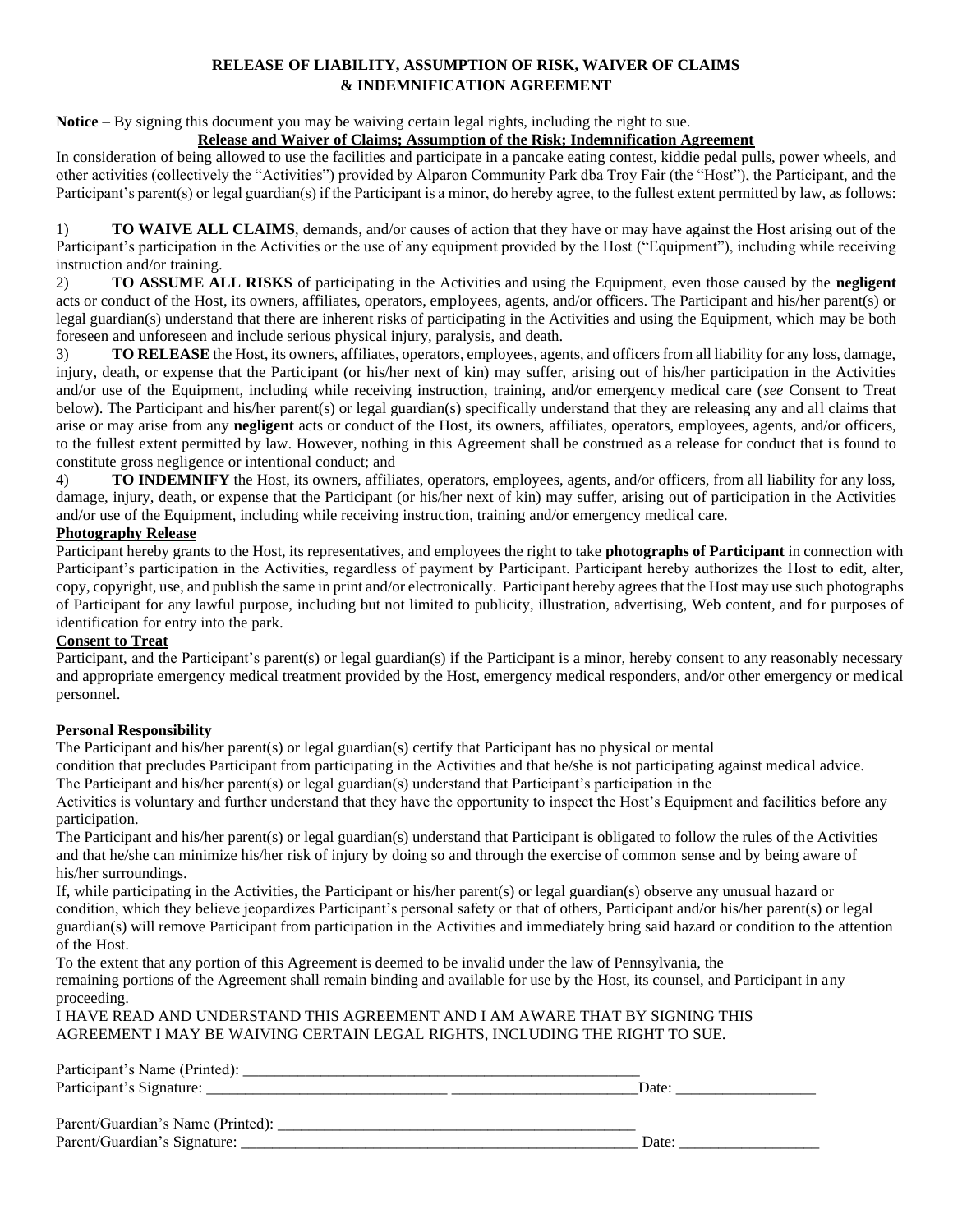# RELEASE OF LIABILITY, ASSUMPTION OF RISK, WAIVER OF CLAIMS & INDEMNIFICATION AGREEMENT

**Notice** – By signing this document you may be waiving certain legal rights, including the right to sue.

**Release and Waiver of Claims; Assumption of the Risk; Indemnification Agreement**

In consideration of being allowed to use the facilities and participate in a pancake eating contest, kiddie pedal pulls, power wheels, and other activities (collectively the "Activities") provided by Alparon Community Park dba Troy Fair (the "Host"), the Participant, and the Participant's parent(s) or legal guardian(s) if the Participant is a minor, do hereby agree, to the fullest extent permitted by law, as follows:

1) **TO WAIVE ALL CLAIMS**, demands, and/or causes of action that they have or may have against the Host arising out of the Participant's participation in the Activities or the use of any equipment provided by the Host ("Equipment"), including while receiving instruction and/or training.

2) **TO ASSUME ALL RISKS** of participating in the Activities and using the Equipment, even those caused by the **negligent** acts or conduct of the Host, its owners, affiliates, operators, employees, agents, and/or officers. The Participant and his/her parent(s) or legal guardian(s) understand that there are inherent risks of participating in the Activities and using the Equipment, which may be both foreseen and unforeseen and include serious physical injury, paralysis, and death.

3) **TO RELEASE** the Host, its owners, affiliates, operators, employees, agents, and officers from all liability for any loss, damage, injury, death, or expense that the Participant (or his/her next of kin) may suffer, arising out of his/her participation in the Activities and/or use of the Equipment, including while receiving instruction, training, and/or emergency medical care (*see* Consent to Treat below). The Participant and his/her parent(s) or legal guardian(s) specifically understand that they are releasing any and all claims that arise or may arise from any **negligent** acts or conduct of the Host, its owners, affiliates, operators, employees, agents, and/or officers, to the fullest extent permitted by law. However, nothing in this Agreement shall be construed as a release for conduct that is found to constitute gross negligence or intentional conduct; and

4) **TO INDEMNIFY** the Host, its owners, affiliates, operators, employees, agents, and/or officers, from all liability for any loss, damage, injury, death, or expense that the Participant (or his/her next of kin) may suffer, arising out of participation in the Activities and/or use of the Equipment, including while receiving instruction, training and/or emergency medical care.

**Photography Release**

Participant hereby grants to the Host, its representatives, and employees the right to take **photographs of Participant** in connection with Participant's participation in the Activities, regardless of payment by Participant. Participant hereby authorizes the Host to edit, alter, copy, copyright, use, and publish the same in print and/or electronically. Participant hereby agrees that the Host may use such photographs of Participant for any lawful purpose, including but not limited to publicity, illustration, advertising, Web content, and for purposes of identification for entry into the park.

**Consent to Treat**

Participant, and the Participant's parent(s) or legal guardian(s) if the Participant is a minor, hereby consent to any reasonably necessary and appropriate emergency medical treatment provided by the Host, emergency medical responders, and/or other emergency or medical personnel.

**Personal Responsibility**

The Participant and his/her parent(s) or legal guardian(s) certify that Participant has no physical or mental condition that precludes Participant from participating in the Activities and that he/she is not participating against medical advice. The Participant and his/her parent(s) or legal guardian(s) understand that Participant's participation in the Activities is voluntary and further understand that they have the opportunity to inspect the Host's Equipment and facilities before any participation.

The Participant and his/her parent(s) or legal guardian(s) understand that Participant is obligated to follow the rules of the Activities and that he/she can minimize his/her risk of injury by doing so and through the exercise of common sense and by being aware of his/her surroundings.

If, while participating in the Activities, the Participant or his/her parent(s) or legal guardian(s) observe any unusual hazard or condition, which they believe jeopardizes Participant's personal safety or that of others, Participant and/or his/her parent(s) or legal guardian(s) will remove Participant from participation in the Activities and immediately bring said hazard or condition to the attention of the Host.

To the extent that any portion of this Agreement is deemed to be invalid under the law of Pennsylvania, the remaining portions of the Agreement shall remain binding and available for use by the Host, its counsel, and Participant in any proceeding.

I HAVE READ AND UNDERSTAND THIS AGREEMENT AND I AM AWARE THAT BY SIGNING THIS AGREEMENT I MAY BE WAIVING CERTAIN LEGAL RIGHTS, INCLUDING THE RIGHT TO SUE.

Participant's Name (Printed): ____________________________________________________

Participant's Signature: ______________________________ ________________________Date: __________________

Parent/Guardian's Name (Printed): ________________________________________________

Parent/Guardian's Signature: ____________________________________________________ Date: __________________